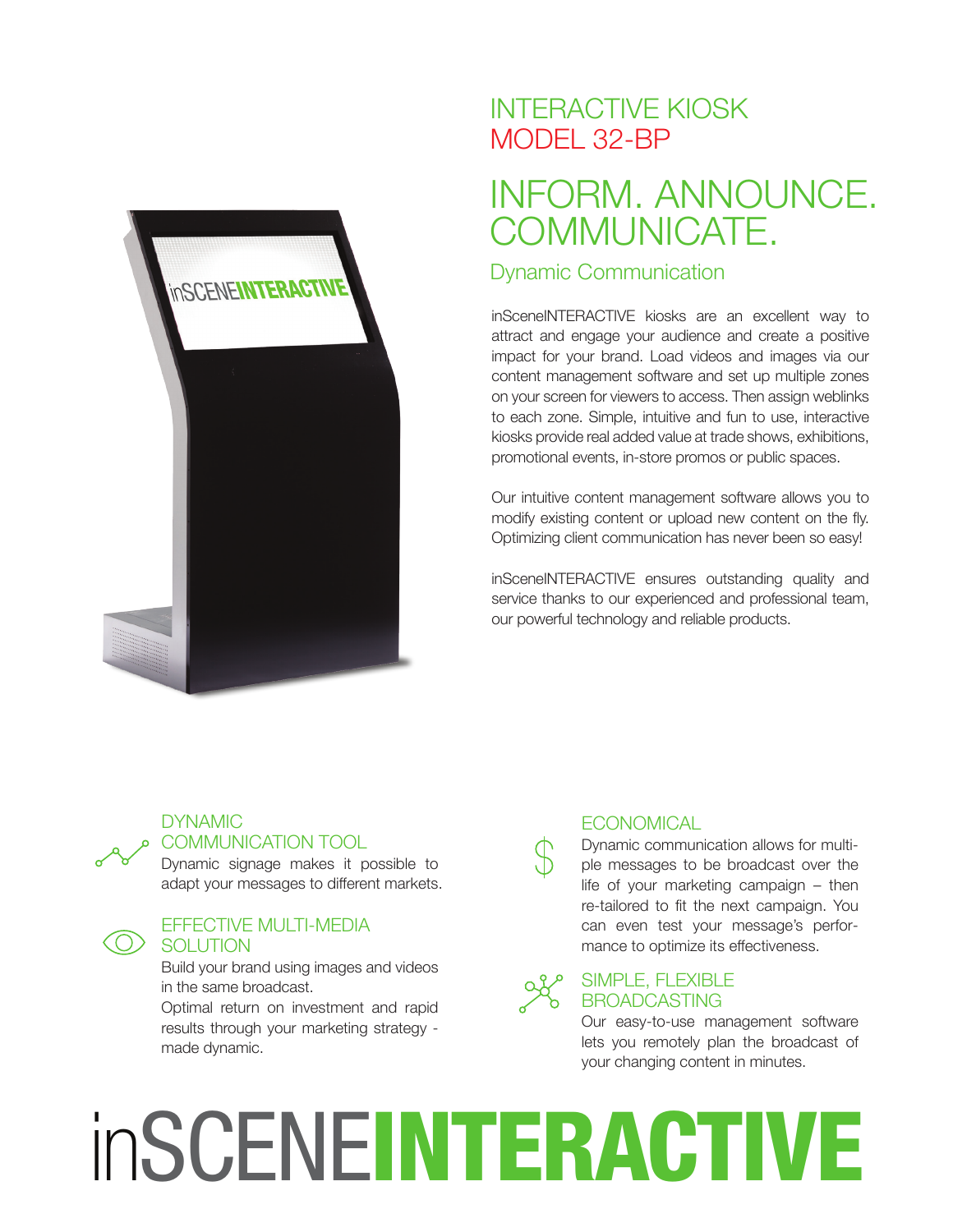# INTERACTIVE KIOSK
## MODEL 32-BP

# INFORM. ANNOUNCE. COMMUNICATE.

### Dynamic Communication

inSceneINTERACTIVE kiosks are an excellent way to attract and engage your audience and create a positive impact for your brand. Load videos and images via our content management software and set up multiple zones on your screen for viewers to access. Then assign weblinks to each zone. Simple, intuitive and fun to use, interactive kiosks provide real added value at trade shows, exhibitions, promotional events, in-store promos or public spaces.

Our intuitive content management software allows you to modify existing content or upload new content on the fly. Optimizing client communication has never been so easy!

inSceneINTERACTIVE ensures outstanding quality and service thanks to our experienced and professional team, our powerful technology and reliable products.

### DYNAMIC COMMUNICATION TOOL

Dynamic signage makes it possible to adapt your messages to different markets.

### EFFECTIVE MULTI-MEDIA SOLUTION

Build your brand using images and videos in the same broadcast.
Optimal return on investment and rapid results through your marketing strategy - made dynamic.

### ECONOMICAL

Dynamic communication allows for multiple messages to be broadcast over the life of your marketing campaign – then re-tailored to fit the next campaign. You can even test your message's performance to optimize its effectiveness.

### SIMPLE, FLEXIBLE BROADCASTING

Our easy-to-use management software lets you remotely plan the broadcast of your changing content in minutes.

# inSCENE**INTERACTIVE**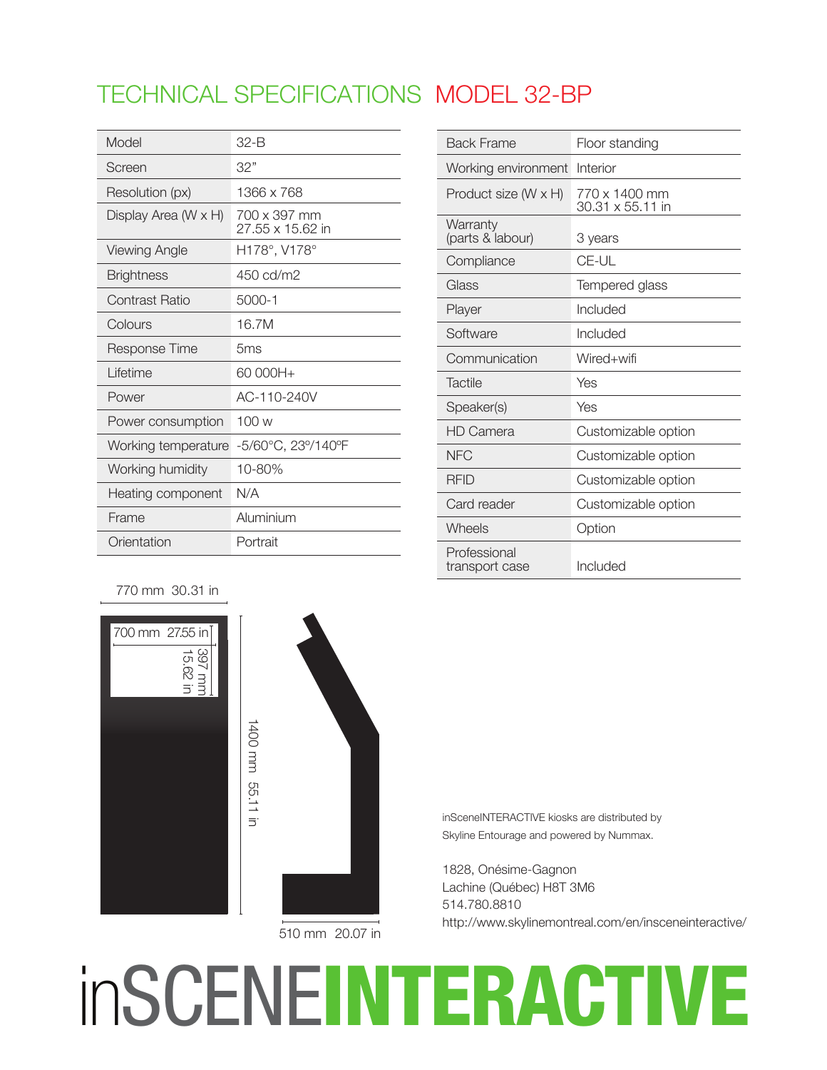# TECHNICAL SPECIFICATIONS MODEL 32-BP

| | |
|---|---|
| Model | 32-B |
| Screen | 32” |
| Resolution (px) | 1366 x 768 |
| Display Area (W x H) | 700 x 397 mm<br>27.55 x 15.62 in |
| Viewing Angle | H178°, V178° |
| Brightness | 450 cd/m2 |
| Contrast Ratio | 5000-1 |
| Colours | 16.7M |
| Response Time | 5ms |
| Lifetime | 60 000H+ |
| Power | AC-110-240V |
| Power consumption | 100 w |
| Working temperature | -5/60°C, 23º/140ºF |
| Working humidity | 10-80% |
| Heating component | N/A |
| Frame | Aluminium |
| Orientation | Portrait |

| | |
|---|---|
| Back Frame | Floor standing |
| Working environment | Interior |
| Product size (W x H) | 770 x 1400 mm<br>30.31 x 55.11 in |
| Warranty (parts & labour) | 3 years |
| Compliance | CE-UL |
| Glass | Tempered glass |
| Player | Included |
| Software | Included |
| Communication | Wired+wifi |
| Tactile | Yes |
| Speaker(s) | Yes |
| HD Camera | Customizable option |
| NFC | Customizable option |
| RFID | Customizable option |
| Card reader | Customizable option |
| Wheels | Option |
| Professional transport case | Included |

770 mm 30.31 in

700 mm 27.55 in

397 mm 15.62 in

1400 mm 55.11 in

510 mm 20.07 in

inSceneINTERACTIVE kiosks are distributed by Skyline Entourage and powered by Nummax.

1828, Onésime-Gagnon
Lachine (Québec) H8T 3M6
514.780.8810
http://www.skylinemontreal.com/en/insceneinteractive/

inSCENE**INTERACTIVE**